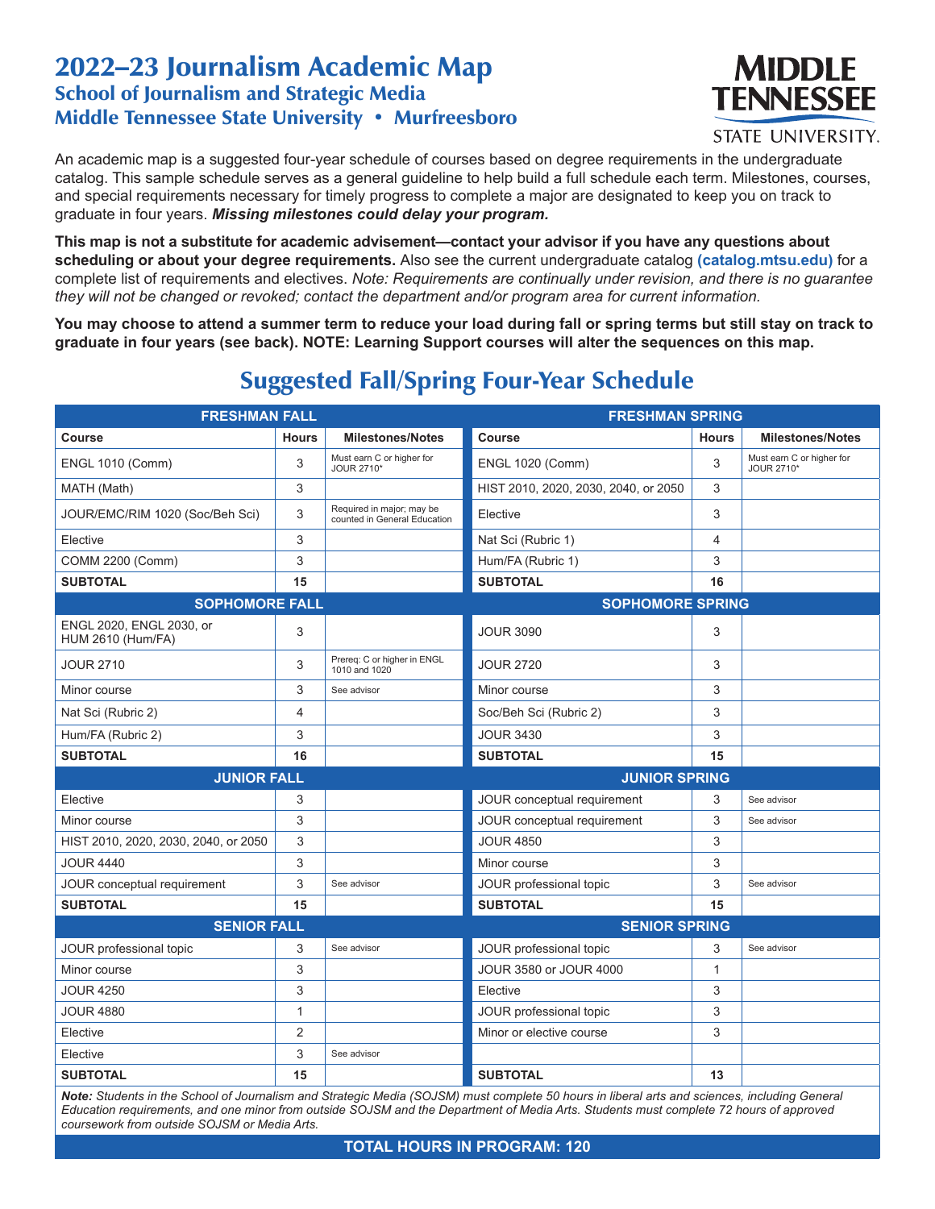# 2022–23 Journalism Academic Map

## School of Journalism and Strategic Media

## Middle Tennessee State University • Murfreesboro

An academic map is a suggested four-year schedule of courses based on degree requirements in the undergraduate catalog. This sample schedule serves as a general guideline to help build a full schedule each term. Milestones, courses, and special requirements necessary for timely progress to complete a major are designated to keep you on track to graduate in four years. ***Missing milestones could delay your program.***

**This map is not a substitute for academic advisement—contact your advisor if you have any questions about scheduling or about your degree requirements.** Also see the current undergraduate catalog **(catalog.mtsu.edu)** for a complete list of requirements and electives. *Note: Requirements are continually under revision, and there is no guarantee they will not be changed or revoked; contact the department and/or program area for current information.*

**You may choose to attend a summer term to reduce your load during fall or spring terms but still stay on track to graduate in four years (see back). NOTE: Learning Support courses will alter the sequences on this map.**

## Suggested Fall/Spring Four-Year Schedule

| **FRESHMAN FALL** | | | **FRESHMAN SPRING** | | |
|---|---|---|---|---|---|
| **Course** | **Hours** | **Milestones/Notes** | **Course** | **Hours** | **Milestones/Notes** |
| ENGL 1010 (Comm) | 3 | Must earn C or higher for JOUR 2710* | ENGL 1020 (Comm) | 3 | Must earn C or higher for JOUR 2710* |
| MATH (Math) | 3 | | HIST 2010, 2020, 2030, 2040, or 2050 | 3 | |
| JOUR/EMC/RIM 1020 (Soc/Beh Sci) | 3 | Required in major; may be counted in General Education | Elective | 3 | |
| Elective | 3 | | Nat Sci (Rubric 1) | 4 | |
| COMM 2200 (Comm) | 3 | | Hum/FA (Rubric 1) | 3 | |
| **SUBTOTAL** | **15** | | **SUBTOTAL** | **16** | |
| **SOPHOMORE FALL** | | | **SOPHOMORE SPRING** | | |
| ENGL 2020, ENGL 2030, or HUM 2610 (Hum/FA) | 3 | | JOUR 3090 | 3 | |
| JOUR 2710 | 3 | Prereq: C or higher in ENGL 1010 and 1020 | JOUR 2720 | 3 | |
| Minor course | 3 | See advisor | Minor course | 3 | |
| Nat Sci (Rubric 2) | 4 | | Soc/Beh Sci (Rubric 2) | 3 | |
| Hum/FA (Rubric 2) | 3 | | JOUR 3430 | 3 | |
| **SUBTOTAL** | **16** | | **SUBTOTAL** | **15** | |
| **JUNIOR FALL** | | | **JUNIOR SPRING** | | |
| Elective | 3 | | JOUR conceptual requirement | 3 | See advisor |
| Minor course | 3 | | JOUR conceptual requirement | 3 | See advisor |
| HIST 2010, 2020, 2030, 2040, or 2050 | 3 | | JOUR 4850 | 3 | |
| JOUR 4440 | 3 | | Minor course | 3 | |
| JOUR conceptual requirement | 3 | See advisor | JOUR professional topic | 3 | See advisor |
| **SUBTOTAL** | **15** | | **SUBTOTAL** | **15** | |
| **SENIOR FALL** | | | **SENIOR SPRING** | | |
| JOUR professional topic | 3 | See advisor | JOUR professional topic | 3 | See advisor |
| Minor course | 3 | | JOUR 3580 or JOUR 4000 | 1 | |
| JOUR 4250 | 3 | | Elective | 3 | |
| JOUR 4880 | 1 | | JOUR professional topic | 3 | |
| Elective | 2 | | Minor or elective course | 3 | |
| Elective | 3 | See advisor | | | |
| **SUBTOTAL** | **15** | | **SUBTOTAL** | **13** | |

***Note:*** *Students in the School of Journalism and Strategic Media (SOJSM) must complete 50 hours in liberal arts and sciences, including General Education requirements, and one minor from outside SOJSM and the Department of Media Arts. Students must complete 72 hours of approved coursework from outside SOJSM or Media Arts.*

**TOTAL HOURS IN PROGRAM: 120**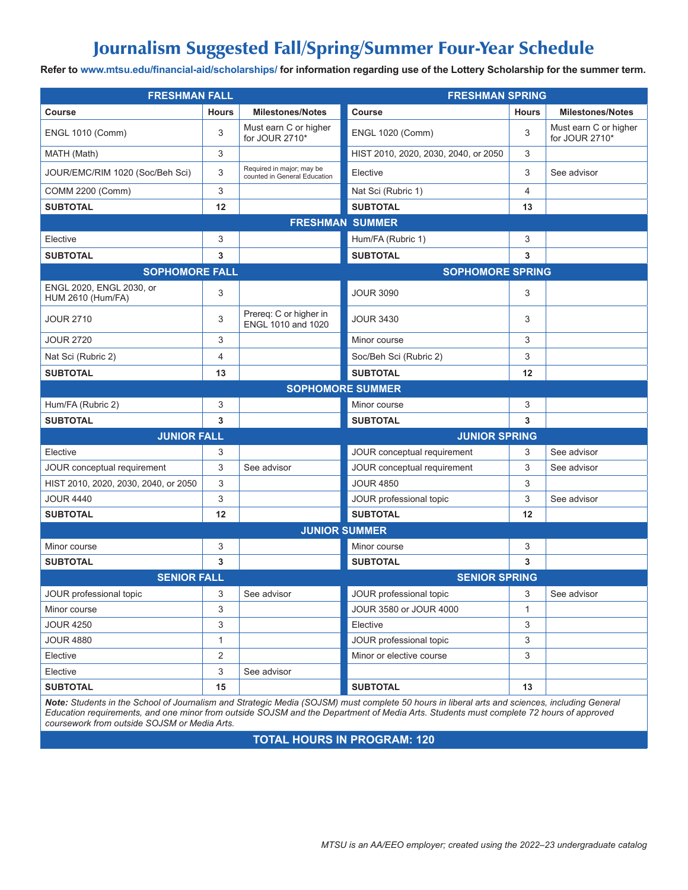# Journalism Suggested Fall/Spring/Summer Four-Year Schedule

**Refer to www.mtsu.edu/financial-aid/scholarships/ for information regarding use of the Lottery Scholarship for the summer term.**

| FRESHMAN FALL | | | FRESHMAN SPRING | | |
|---|---|---|---|---|---|
| **Course** | **Hours** | **Milestones/Notes** | **Course** | **Hours** | **Milestones/Notes** |
| ENGL 1010 (Comm) | 3 | Must earn C or higher for JOUR 2710* | ENGL 1020 (Comm) | 3 | Must earn C or higher for JOUR 2710* |
| MATH (Math) | 3 | | HIST 2010, 2020, 2030, 2040, or 2050 | 3 | |
| JOUR/EMC/RIM 1020 (Soc/Beh Sci) | 3 | Required in major; may be counted in General Education | Elective | 3 | See advisor |
| COMM 2200 (Comm) | 3 | | Nat Sci (Rubric 1) | 4 | |
| **SUBTOTAL** | **12** | | **SUBTOTAL** | **13** | |
| **FRESHMAN SUMMER** | | | | | |
| Elective | 3 | | Hum/FA (Rubric 1) | 3 | |
| **SUBTOTAL** | **3** | | **SUBTOTAL** | **3** | |
| **SOPHOMORE FALL** | | | **SOPHOMORE SPRING** | | |
| ENGL 2020, ENGL 2030, or HUM 2610 (Hum/FA) | 3 | | JOUR 3090 | 3 | |
| JOUR 2710 | 3 | Prereq: C or higher in ENGL 1010 and 1020 | JOUR 3430 | 3 | |
| JOUR 2720 | 3 | | Minor course | 3 | |
| Nat Sci (Rubric 2) | 4 | | Soc/Beh Sci (Rubric 2) | 3 | |
| **SUBTOTAL** | **13** | | **SUBTOTAL** | **12** | |
| **SOPHOMORE SUMMER** | | | | | |
| Hum/FA (Rubric 2) | 3 | | Minor course | 3 | |
| **SUBTOTAL** | **3** | | **SUBTOTAL** | **3** | |
| **JUNIOR FALL** | | | **JUNIOR SPRING** | | |
| Elective | 3 | | JOUR conceptual requirement | 3 | See advisor |
| JOUR conceptual requirement | 3 | See advisor | JOUR conceptual requirement | 3 | See advisor |
| HIST 2010, 2020, 2030, 2040, or 2050 | 3 | | JOUR 4850 | 3 | |
| JOUR 4440 | 3 | | JOUR professional topic | 3 | See advisor |
| **SUBTOTAL** | **12** | | **SUBTOTAL** | **12** | |
| **JUNIOR SUMMER** | | | | | |
| Minor course | 3 | | Minor course | 3 | |
| **SUBTOTAL** | **3** | | **SUBTOTAL** | **3** | |
| **SENIOR FALL** | | | **SENIOR SPRING** | | |
| JOUR professional topic | 3 | See advisor | JOUR professional topic | 3 | See advisor |
| Minor course | 3 | | JOUR 3580 or JOUR 4000 | 1 | |
| JOUR 4250 | 3 | | Elective | 3 | |
| JOUR 4880 | 1 | | JOUR professional topic | 3 | |
| Elective | 2 | | Minor or elective course | 3 | |
| Elective | 3 | See advisor | | | |
| **SUBTOTAL** | **15** | | **SUBTOTAL** | **13** | |

***Note:*** *Students in the School of Journalism and Strategic Media (SOJSM) must complete 50 hours in liberal arts and sciences, including General Education requirements, and one minor from outside SOJSM and the Department of Media Arts. Students must complete 72 hours of approved coursework from outside SOJSM or Media Arts.*

**TOTAL HOURS IN PROGRAM: 120**

*MTSU is an AA/EEO employer; created using the 2022–23 undergraduate catalog*